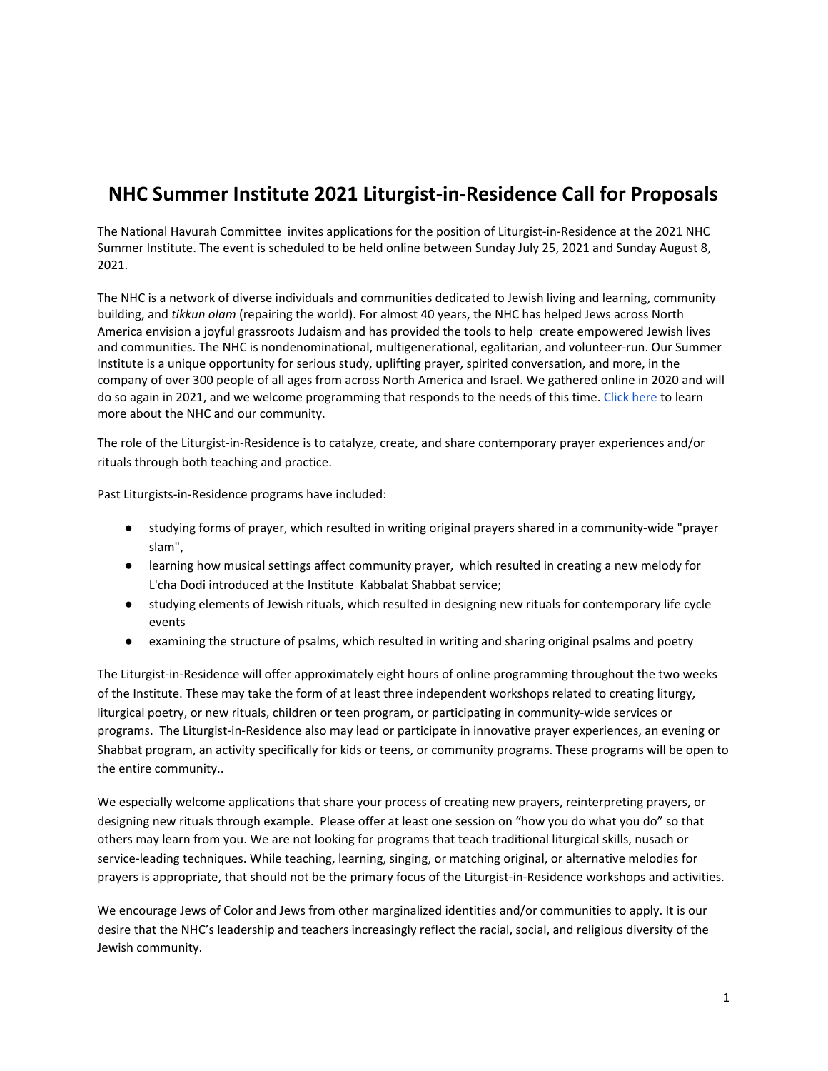# NHC Summer Institute 2021 Liturgist-in-Residence Call for Proposals

The National Havurah Committee invites applications for the position of Liturgist-in-Residence at the 2021 NHC Summer Institute. The event is scheduled to be held online between Sunday July 25, 2021 and Sunday August 8, 2021.

The NHC is a network of diverse individuals and communities dedicated to Jewish living and learning, community building, and *tikkun olam* (repairing the world). For almost 40 years, the NHC has helped Jews across North America envision a joyful grassroots Judaism and has provided the tools to help create empowered Jewish lives and communities. The NHC is nondenominational, multigenerational, egalitarian, and volunteer-run. Our Summer Institute is a unique opportunity for serious study, uplifting prayer, spirited conversation, and more, in the company of over 300 people of all ages from across North America and Israel. We gathered online in 2020 and will do so again in 2021, and we welcome programming that responds to the needs of this time. Click here to learn more about the NHC and our community.

The role of the Liturgist-in-Residence is to catalyze, create, and share contemporary prayer experiences and/or rituals through both teaching and practice.

Past Liturgists-in-Residence programs have included:

- studying forms of prayer, which resulted in writing original prayers shared in a community-wide "prayer slam",
- learning how musical settings affect community prayer, which resulted in creating a new melody for L'cha Dodi introduced at the Institute Kabbalat Shabbat service;
- studying elements of Jewish rituals, which resulted in designing new rituals for contemporary life cycle events
- examining the structure of psalms, which resulted in writing and sharing original psalms and poetry

The Liturgist-in-Residence will offer approximately eight hours of online programming throughout the two weeks of the Institute. These may take the form of at least three independent workshops related to creating liturgy, liturgical poetry, or new rituals, children or teen program, or participating in community-wide services or programs. The Liturgist-in-Residence also may lead or participate in innovative prayer experiences, an evening or Shabbat program, an activity specifically for kids or teens, or community programs. These programs will be open to the entire community..

We especially welcome applications that share your process of creating new prayers, reinterpreting prayers, or designing new rituals through example. Please offer at least one session on "how you do what you do" so that others may learn from you. We are not looking for programs that teach traditional liturgical skills, nusach or service-leading techniques. While teaching, learning, singing, or matching original, or alternative melodies for prayers is appropriate, that should not be the primary focus of the Liturgist-in-Residence workshops and activities.

We encourage Jews of Color and Jews from other marginalized identities and/or communities to apply. It is our desire that the NHC's leadership and teachers increasingly reflect the racial, social, and religious diversity of the Jewish community.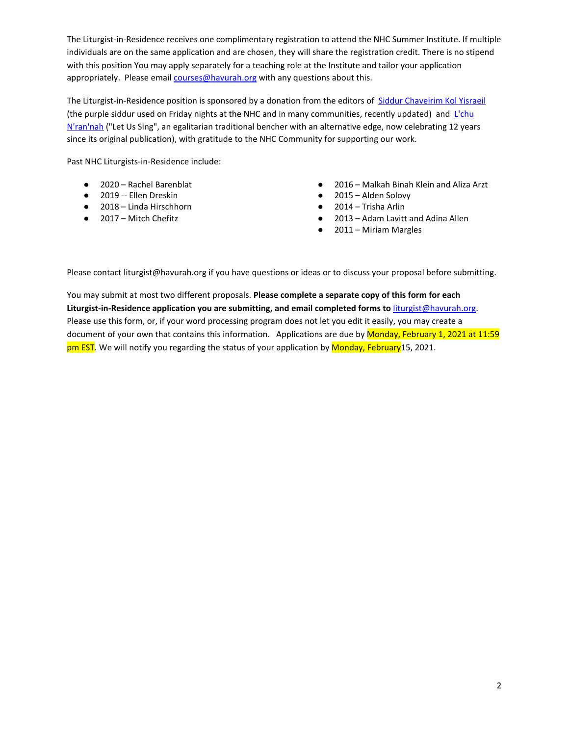The Liturgist-in-Residence receives one complimentary registration to attend the NHC Summer Institute. If multiple individuals are on the same application and are chosen, they will share the registration credit. There is no stipend with this position You may apply separately for a teaching role at the Institute and tailor your application appropriately. Please email courses@havurah.org with any questions about this.

The Liturgist-in-Residence position is sponsored by a donation from the editors of Siddur Chaveirim Kol Yisraeil (the purple siddur used on Friday nights at the NHC and in many communities, recently updated) and L'chu N'ran'nah ("Let Us Sing", an egalitarian traditional bencher with an alternative edge, now celebrating 12 years since its original publication), with gratitude to the NHC Community for supporting our work.

Past NHC Liturgists-in-Residence include:

- 2020 – Rachel Barenblat
- 2019 -- Ellen Dreskin
- 2018 – Linda Hirschhorn
- 2017 – Mitch Chefitz
- 2016 – Malkah Binah Klein and Aliza Arzt
- 2015 – Alden Solovy
- 2014 – Trisha Arlin
- 2013 – Adam Lavitt and Adina Allen
- 2011 – Miriam Margles

Please contact liturgist@havurah.org if you have questions or ideas or to discuss your proposal before submitting.

You may submit at most two different proposals. **Please complete a separate copy of this form for each Liturgist-in-Residence application you are submitting, and email completed forms to** liturgist@havurah.org. Please use this form, or, if your word processing program does not let you edit it easily, you may create a document of your own that contains this information. Applications are due by Monday, February 1, 2021 at 11:59 pm EST. We will notify you regarding the status of your application by Monday, February15, 2021.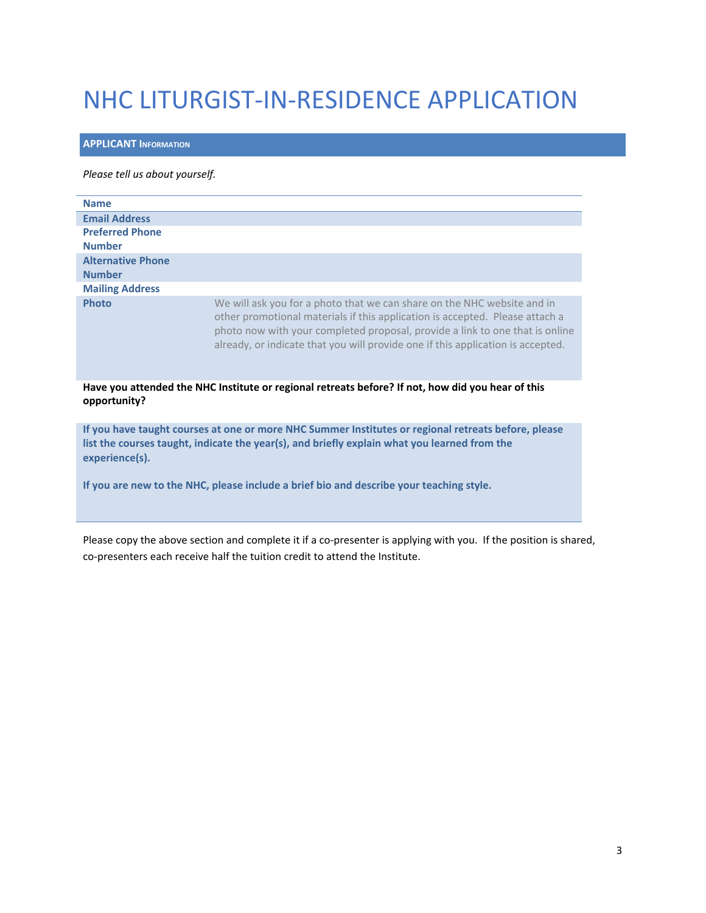# NHC LITURGIST-IN-RESIDENCE APPLICATION

## APPLICANT INFORMATION

*Please tell us about yourself.*

| | |
|---|---|
| **Name** | |
| **Email Address** | |
| **Preferred Phone Number** | |
| **Alternative Phone Number** | |
| **Mailing Address** | |
| **Photo** | We will ask you for a photo that we can share on the NHC website and in other promotional materials if this application is accepted. Please attach a photo now with your completed proposal, provide a link to one that is online already, or indicate that you will provide one if this application is accepted. |

**Have you attended the NHC Institute or regional retreats before? If not, how did you hear of this opportunity?**

**If you have taught courses at one or more NHC Summer Institutes or regional retreats before, please list the courses taught, indicate the year(s), and briefly explain what you learned from the experience(s).**

**If you are new to the NHC, please include a brief bio and describe your teaching style.**

Please copy the above section and complete it if a co-presenter is applying with you. If the position is shared, co-presenters each receive half the tuition credit to attend the Institute.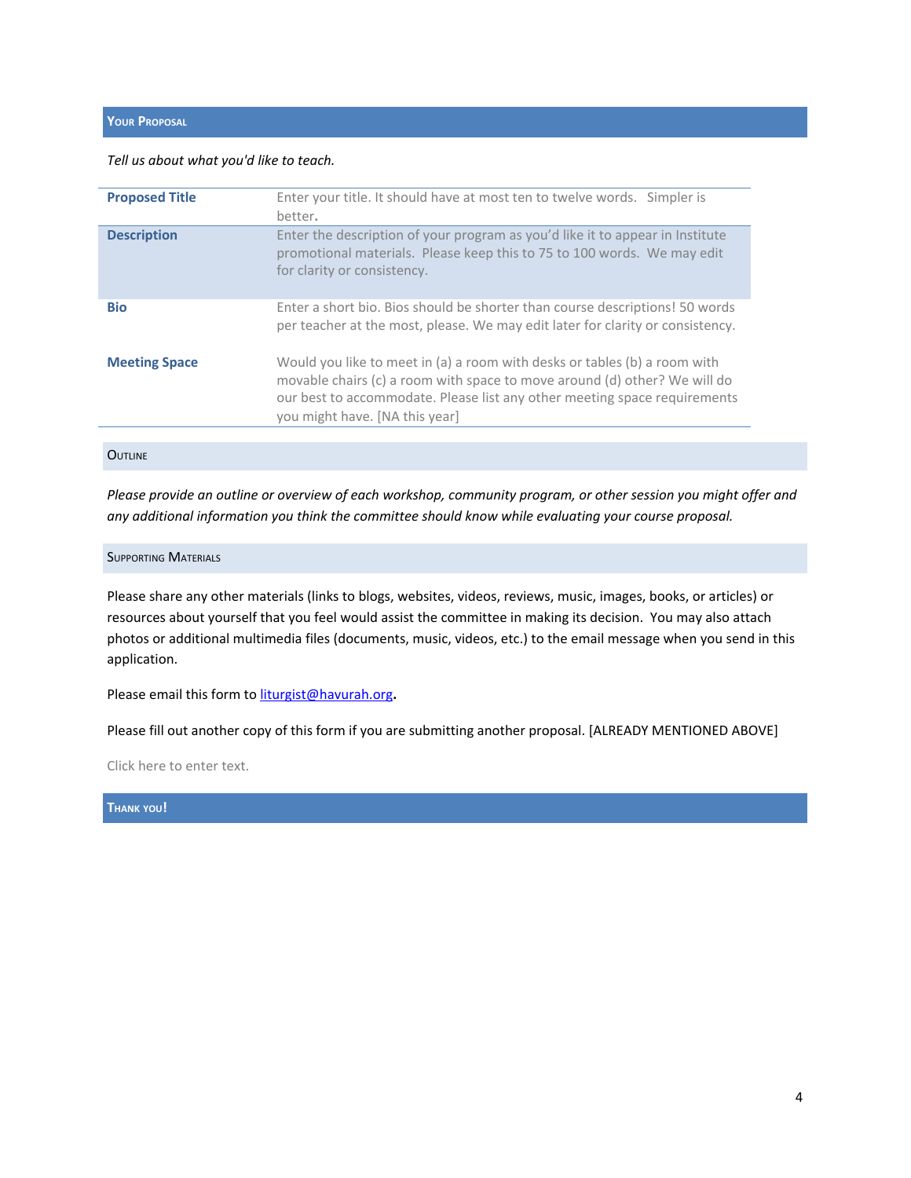## Your Proposal

*Tell us about what you'd like to teach.*

| | |
|---|---|
| **Proposed Title** | Enter your title. It should have at most ten to twelve words. Simpler is better. |
| **Description** | Enter the description of your program as you'd like it to appear in Institute promotional materials. Please keep this to 75 to 100 words. We may edit for clarity or consistency. |
| **Bio** | Enter a short bio. Bios should be shorter than course descriptions! 50 words per teacher at the most, please. We may edit later for clarity or consistency. |
| **Meeting Space** | Would you like to meet in (a) a room with desks or tables (b) a room with movable chairs (c) a room with space to move around (d) other? We will do our best to accommodate. Please list any other meeting space requirements you might have. [NA this year] |

### Outline

*Please provide an outline or overview of each workshop, community program, or other session you might offer and any additional information you think the committee should know while evaluating your course proposal.*

### Supporting Materials

Please share any other materials (links to blogs, websites, videos, reviews, music, images, books, or articles) or resources about yourself that you feel would assist the committee in making its decision. You may also attach photos or additional multimedia files (documents, music, videos, etc.) to the email message when you send in this application.

Please email this form to [liturgist@havurah.org](mailto:liturgist@havurah.org).

Please fill out another copy of this form if you are submitting another proposal. [ALREADY MENTIONED ABOVE]

Click here to enter text.

## Thank you!